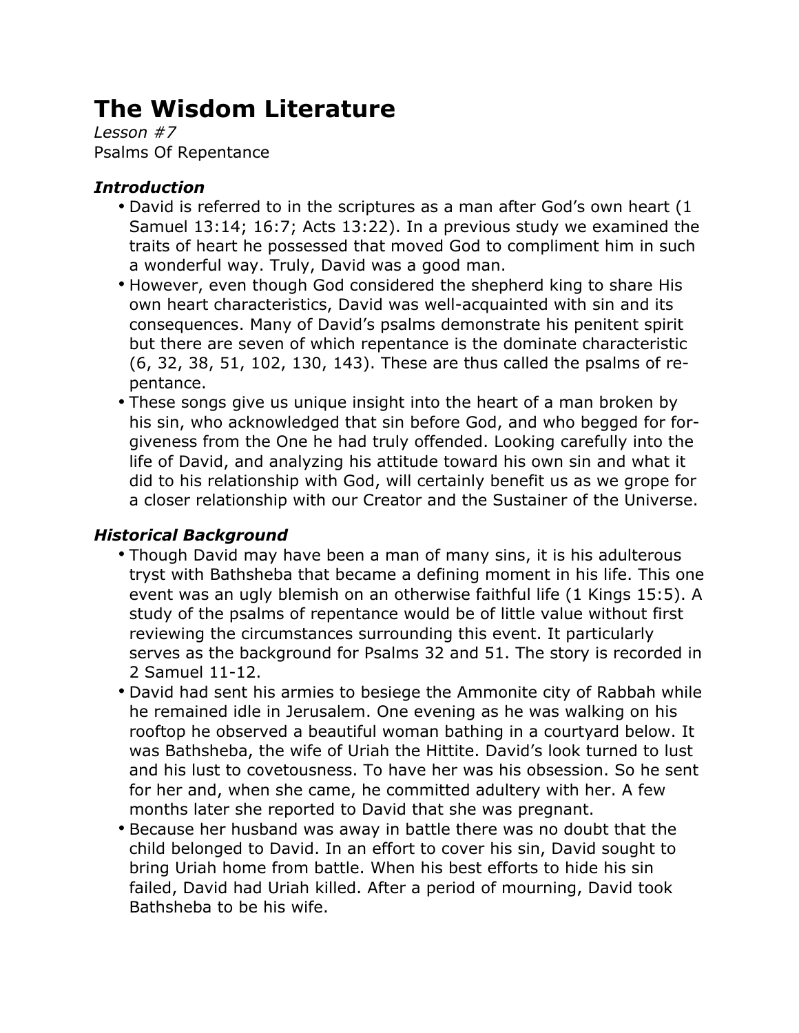# The Wisdom Literature

*Lesson #7*
Psalms Of Repentance

### *Introduction*

- David is referred to in the scriptures as a man after God's own heart (1 Samuel 13:14; 16:7; Acts 13:22). In a previous study we examined the traits of heart he possessed that moved God to compliment him in such a wonderful way. Truly, David was a good man.
- However, even though God considered the shepherd king to share His own heart characteristics, David was well-acquainted with sin and its consequences. Many of David's psalms demonstrate his penitent spirit but there are seven of which repentance is the dominate characteristic (6, 32, 38, 51, 102, 130, 143). These are thus called the psalms of repentance.
- These songs give us unique insight into the heart of a man broken by his sin, who acknowledged that sin before God, and who begged for forgiveness from the One he had truly offended. Looking carefully into the life of David, and analyzing his attitude toward his own sin and what it did to his relationship with God, will certainly benefit us as we grope for a closer relationship with our Creator and the Sustainer of the Universe.

### *Historical Background*

- Though David may have been a man of many sins, it is his adulterous tryst with Bathsheba that became a defining moment in his life. This one event was an ugly blemish on an otherwise faithful life (1 Kings 15:5). A study of the psalms of repentance would be of little value without first reviewing the circumstances surrounding this event. It particularly serves as the background for Psalms 32 and 51. The story is recorded in 2 Samuel 11-12.
- David had sent his armies to besiege the Ammonite city of Rabbah while he remained idle in Jerusalem. One evening as he was walking on his rooftop he observed a beautiful woman bathing in a courtyard below. It was Bathsheba, the wife of Uriah the Hittite. David's look turned to lust and his lust to covetousness. To have her was his obsession. So he sent for her and, when she came, he committed adultery with her. A few months later she reported to David that she was pregnant.
- Because her husband was away in battle there was no doubt that the child belonged to David. In an effort to cover his sin, David sought to bring Uriah home from battle. When his best efforts to hide his sin failed, David had Uriah killed. After a period of mourning, David took Bathsheba to be his wife.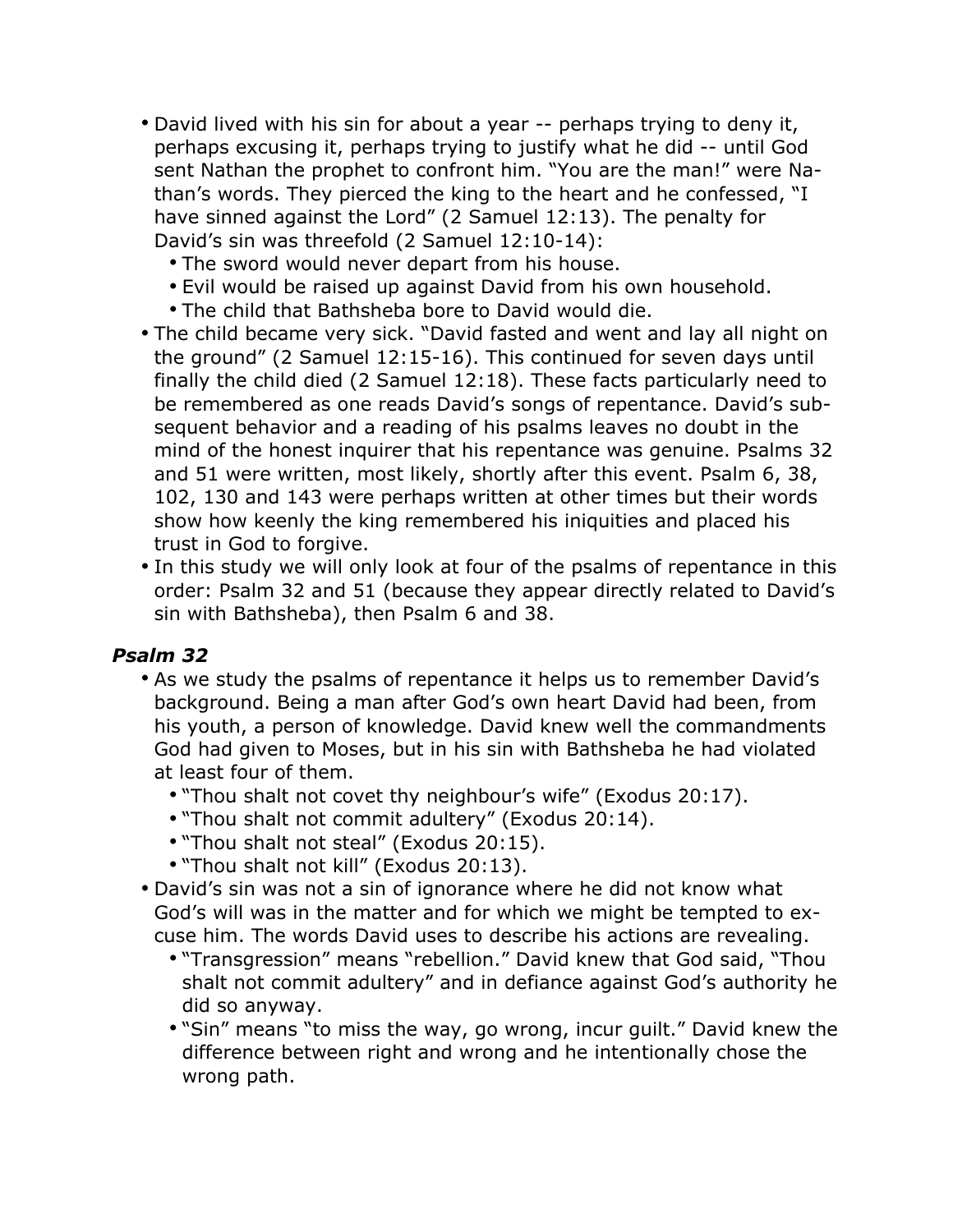- David lived with his sin for about a year -- perhaps trying to deny it, perhaps excusing it, perhaps trying to justify what he did -- until God sent Nathan the prophet to confront him. "You are the man!" were Nathan's words. They pierced the king to the heart and he confessed, "I have sinned against the Lord" (2 Samuel 12:13). The penalty for David's sin was threefold (2 Samuel 12:10-14):
  - The sword would never depart from his house.
  - Evil would be raised up against David from his own household.
  - The child that Bathsheba bore to David would die.
- The child became very sick. "David fasted and went and lay all night on the ground" (2 Samuel 12:15-16). This continued for seven days until finally the child died (2 Samuel 12:18). These facts particularly need to be remembered as one reads David's songs of repentance. David's subsequent behavior and a reading of his psalms leaves no doubt in the mind of the honest inquirer that his repentance was genuine. Psalms 32 and 51 were written, most likely, shortly after this event. Psalm 6, 38, 102, 130 and 143 were perhaps written at other times but their words show how keenly the king remembered his iniquities and placed his trust in God to forgive.
- In this study we will only look at four of the psalms of repentance in this order: Psalm 32 and 51 (because they appear directly related to David's sin with Bathsheba), then Psalm 6 and 38.

### *Psalm 32*

- As we study the psalms of repentance it helps us to remember David's background. Being a man after God's own heart David had been, from his youth, a person of knowledge. David knew well the commandments God had given to Moses, but in his sin with Bathsheba he had violated at least four of them.
  - "Thou shalt not covet thy neighbour's wife" (Exodus 20:17).
  - "Thou shalt not commit adultery" (Exodus 20:14).
  - "Thou shalt not steal" (Exodus 20:15).
  - "Thou shalt not kill" (Exodus 20:13).
- David's sin was not a sin of ignorance where he did not know what God's will was in the matter and for which we might be tempted to excuse him. The words David uses to describe his actions are revealing.
  - "Transgression" means "rebellion." David knew that God said, "Thou shalt not commit adultery" and in defiance against God's authority he did so anyway.
  - "Sin" means "to miss the way, go wrong, incur guilt." David knew the difference between right and wrong and he intentionally chose the wrong path.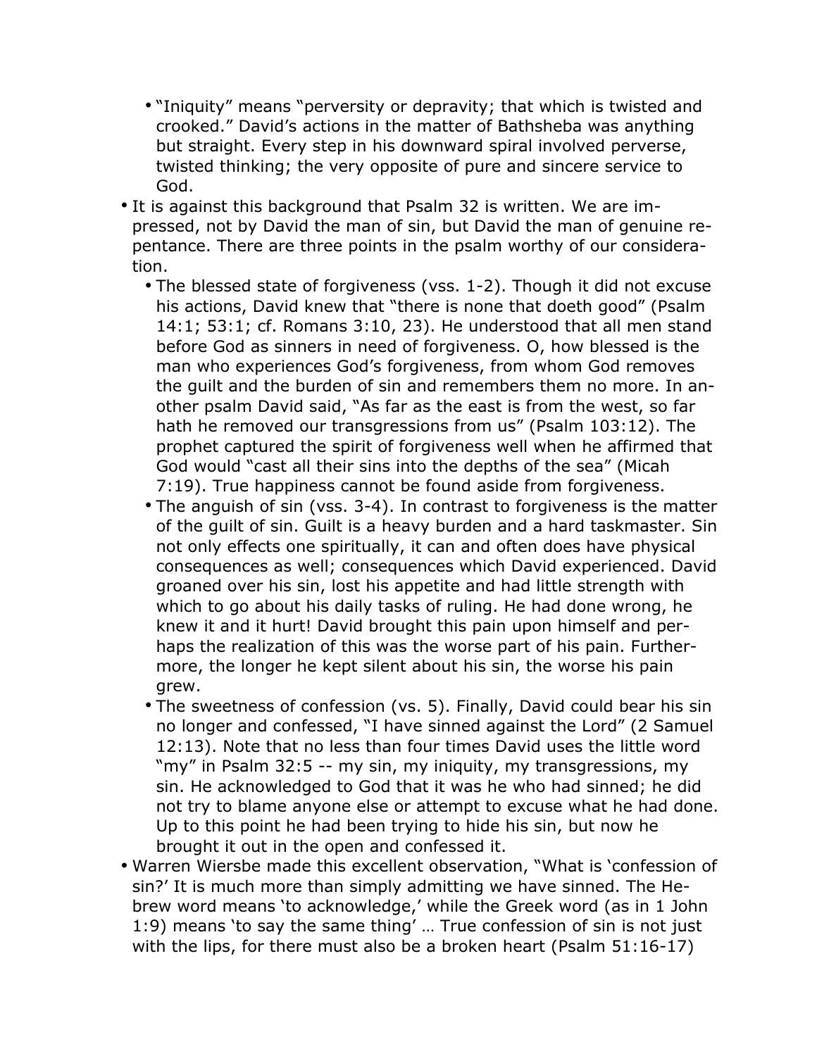- "Iniquity" means "perversity or depravity; that which is twisted and crooked." David's actions in the matter of Bathsheba was anything but straight. Every step in his downward spiral involved perverse, twisted thinking; the very opposite of pure and sincere service to God.
- It is against this background that Psalm 32 is written. We are impressed, not by David the man of sin, but David the man of genuine repentance. There are three points in the psalm worthy of our consideration.
  - The blessed state of forgiveness (vss. 1-2). Though it did not excuse his actions, David knew that "there is none that doeth good" (Psalm 14:1; 53:1; cf. Romans 3:10, 23). He understood that all men stand before God as sinners in need of forgiveness. O, how blessed is the man who experiences God's forgiveness, from whom God removes the guilt and the burden of sin and remembers them no more. In another psalm David said, "As far as the east is from the west, so far hath he removed our transgressions from us" (Psalm 103:12). The prophet captured the spirit of forgiveness well when he affirmed that God would "cast all their sins into the depths of the sea" (Micah 7:19). True happiness cannot be found aside from forgiveness.
  - The anguish of sin (vss. 3-4). In contrast to forgiveness is the matter of the guilt of sin. Guilt is a heavy burden and a hard taskmaster. Sin not only effects one spiritually, it can and often does have physical consequences as well; consequences which David experienced. David groaned over his sin, lost his appetite and had little strength with which to go about his daily tasks of ruling. He had done wrong, he knew it and it hurt! David brought this pain upon himself and perhaps the realization of this was the worse part of his pain. Furthermore, the longer he kept silent about his sin, the worse his pain grew.
  - The sweetness of confession (vs. 5). Finally, David could bear his sin no longer and confessed, "I have sinned against the Lord" (2 Samuel 12:13). Note that no less than four times David uses the little word "my" in Psalm 32:5 -- my sin, my iniquity, my transgressions, my sin. He acknowledged to God that it was he who had sinned; he did not try to blame anyone else or attempt to excuse what he had done. Up to this point he had been trying to hide his sin, but now he brought it out in the open and confessed it.
- Warren Wiersbe made this excellent observation, "What is 'confession of sin?' It is much more than simply admitting we have sinned. The Hebrew word means 'to acknowledge,' while the Greek word (as in 1 John 1:9) means 'to say the same thing' … True confession of sin is not just with the lips, for there must also be a broken heart (Psalm 51:16-17)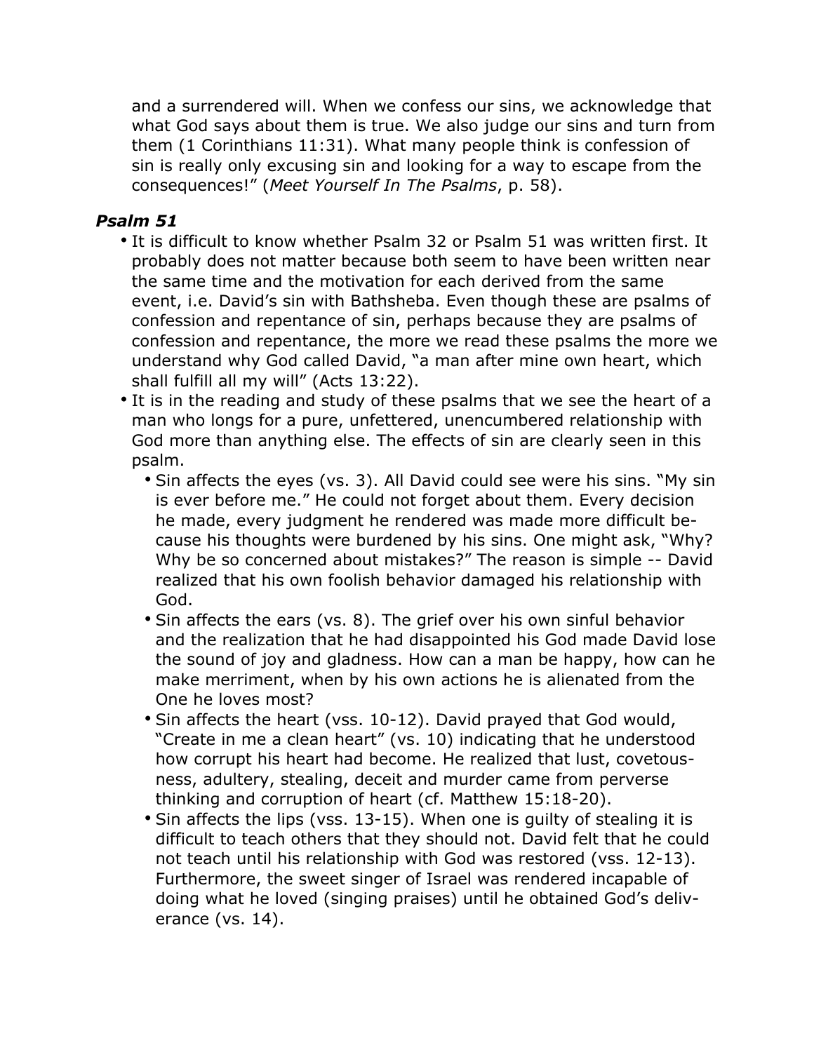and a surrendered will. When we confess our sins, we acknowledge that what God says about them is true. We also judge our sins and turn from them (1 Corinthians 11:31). What many people think is confession of sin is really only excusing sin and looking for a way to escape from the consequences!" (*Meet Yourself In The Psalms*, p. 58).

### *Psalm 51*

- It is difficult to know whether Psalm 32 or Psalm 51 was written first. It probably does not matter because both seem to have been written near the same time and the motivation for each derived from the same event, i.e. David's sin with Bathsheba. Even though these are psalms of confession and repentance of sin, perhaps because they are psalms of confession and repentance, the more we read these psalms the more we understand why God called David, "a man after mine own heart, which shall fulfill all my will" (Acts 13:22).
- It is in the reading and study of these psalms that we see the heart of a man who longs for a pure, unfettered, unencumbered relationship with God more than anything else. The effects of sin are clearly seen in this psalm.
    - Sin affects the eyes (vs. 3). All David could see were his sins. "My sin is ever before me." He could not forget about them. Every decision he made, every judgment he rendered was made more difficult because his thoughts were burdened by his sins. One might ask, "Why? Why be so concerned about mistakes?" The reason is simple -- David realized that his own foolish behavior damaged his relationship with God.
    - Sin affects the ears (vs. 8). The grief over his own sinful behavior and the realization that he had disappointed his God made David lose the sound of joy and gladness. How can a man be happy, how can he make merriment, when by his own actions he is alienated from the One he loves most?
    - Sin affects the heart (vss. 10-12). David prayed that God would, "Create in me a clean heart" (vs. 10) indicating that he understood how corrupt his heart had become. He realized that lust, covetousness, adultery, stealing, deceit and murder came from perverse thinking and corruption of heart (cf. Matthew 15:18-20).
    - Sin affects the lips (vss. 13-15). When one is guilty of stealing it is difficult to teach others that they should not. David felt that he could not teach until his relationship with God was restored (vss. 12-13). Furthermore, the sweet singer of Israel was rendered incapable of doing what he loved (singing praises) until he obtained God's deliverance (vs. 14).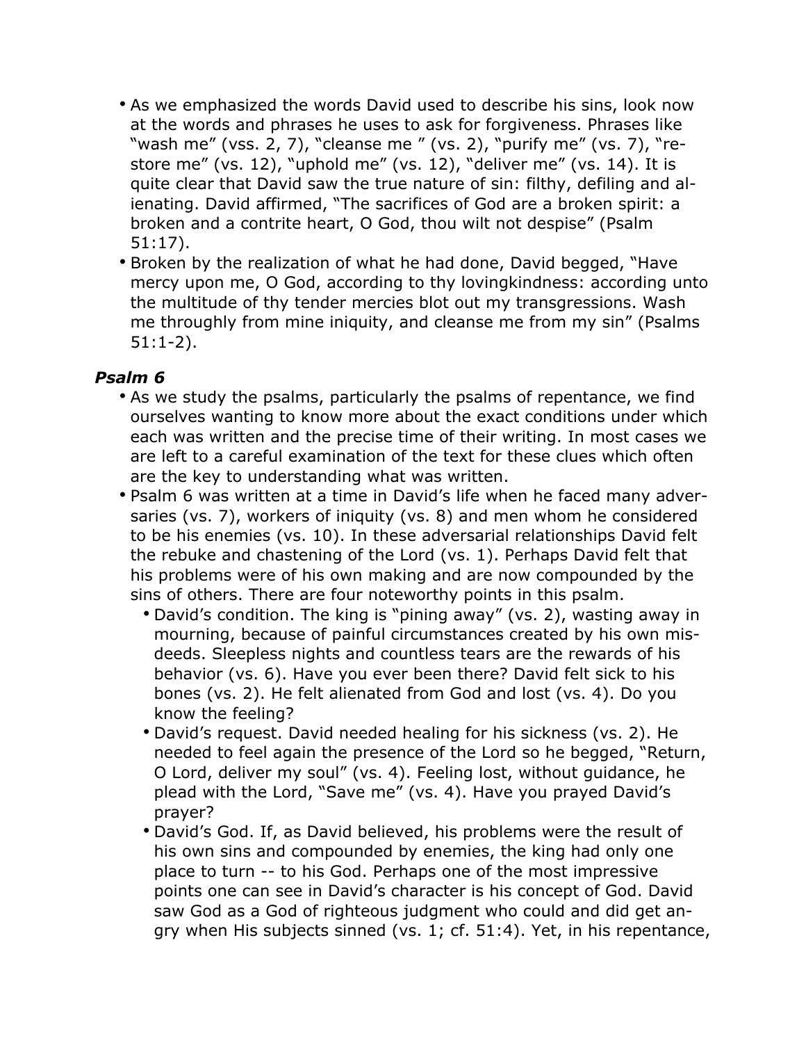- As we emphasized the words David used to describe his sins, look now at the words and phrases he uses to ask for forgiveness. Phrases like "wash me" (vss. 2, 7), "cleanse me " (vs. 2), "purify me" (vs. 7), "restore me" (vs. 12), "uphold me" (vs. 12), "deliver me" (vs. 14). It is quite clear that David saw the true nature of sin: filthy, defiling and alienating. David affirmed, "The sacrifices of God are a broken spirit: a broken and a contrite heart, O God, thou wilt not despise" (Psalm 51:17).
- Broken by the realization of what he had done, David begged, "Have mercy upon me, O God, according to thy lovingkindness: according unto the multitude of thy tender mercies blot out my transgressions. Wash me throughly from mine iniquity, and cleanse me from my sin" (Psalms 51:1-2).

### *Psalm 6*

- As we study the psalms, particularly the psalms of repentance, we find ourselves wanting to know more about the exact conditions under which each was written and the precise time of their writing. In most cases we are left to a careful examination of the text for these clues which often are the key to understanding what was written.
- Psalm 6 was written at a time in David's life when he faced many adversaries (vs. 7), workers of iniquity (vs. 8) and men whom he considered to be his enemies (vs. 10). In these adversarial relationships David felt the rebuke and chastening of the Lord (vs. 1). Perhaps David felt that his problems were of his own making and are now compounded by the sins of others. There are four noteworthy points in this psalm.
  - David's condition. The king is "pining away" (vs. 2), wasting away in mourning, because of painful circumstances created by his own misdeeds. Sleepless nights and countless tears are the rewards of his behavior (vs. 6). Have you ever been there? David felt sick to his bones (vs. 2). He felt alienated from God and lost (vs. 4). Do you know the feeling?
  - David's request. David needed healing for his sickness (vs. 2). He needed to feel again the presence of the Lord so he begged, "Return, O Lord, deliver my soul" (vs. 4). Feeling lost, without guidance, he plead with the Lord, "Save me" (vs. 4). Have you prayed David's prayer?
  - David's God. If, as David believed, his problems were the result of his own sins and compounded by enemies, the king had only one place to turn -- to his God. Perhaps one of the most impressive points one can see in David's character is his concept of God. David saw God as a God of righteous judgment who could and did get angry when His subjects sinned (vs. 1; cf. 51:4). Yet, in his repentance,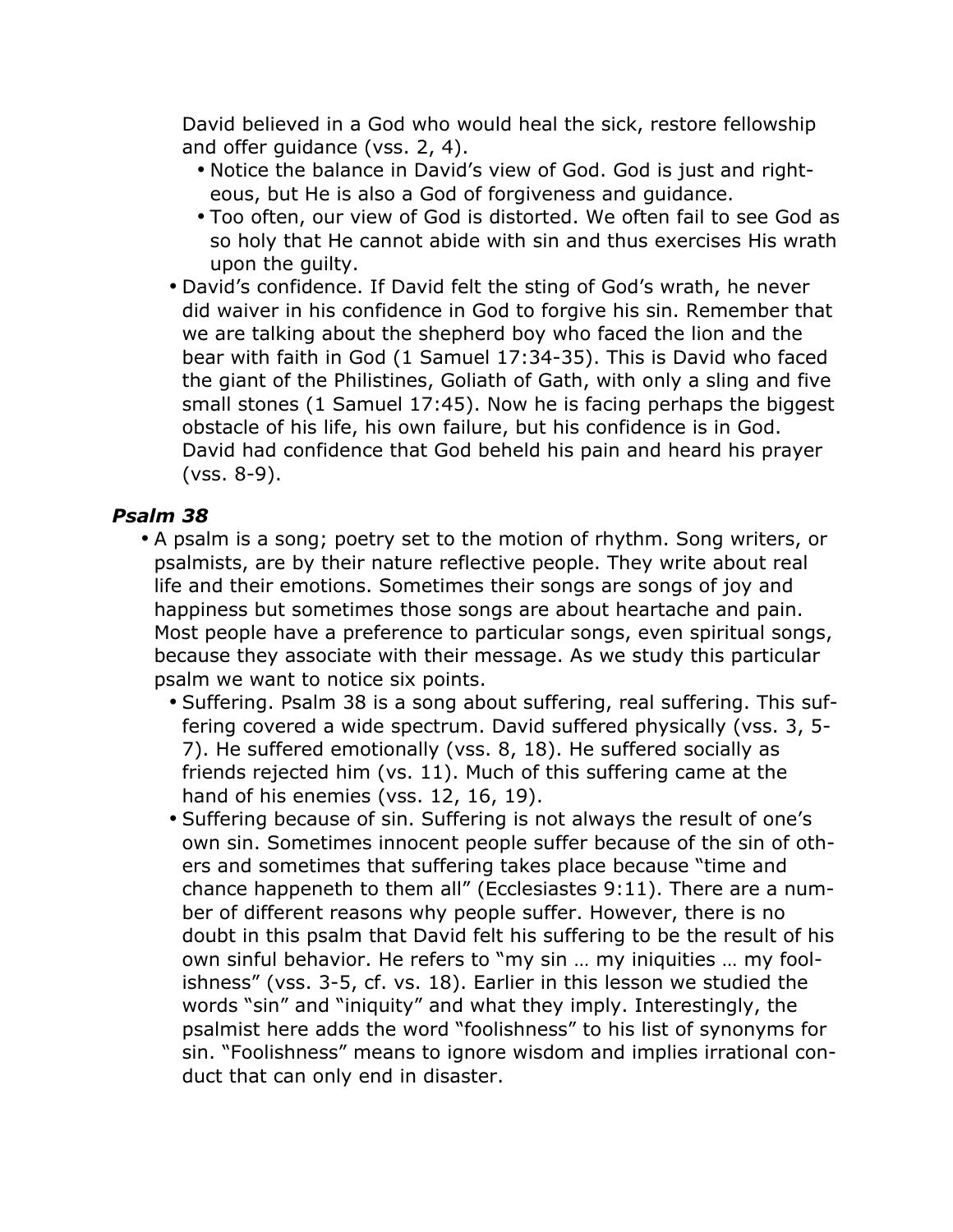David believed in a God who would heal the sick, restore fellowship and offer guidance (vss. 2, 4).

- Notice the balance in David's view of God. God is just and righteous, but He is also a God of forgiveness and guidance.
- Too often, our view of God is distorted. We often fail to see God as so holy that He cannot abide with sin and thus exercises His wrath upon the guilty.

- David's confidence. If David felt the sting of God's wrath, he never did waiver in his confidence in God to forgive his sin. Remember that we are talking about the shepherd boy who faced the lion and the bear with faith in God (1 Samuel 17:34-35). This is David who faced the giant of the Philistines, Goliath of Gath, with only a sling and five small stones (1 Samuel 17:45). Now he is facing perhaps the biggest obstacle of his life, his own failure, but his confidence is in God. David had confidence that God beheld his pain and heard his prayer (vss. 8-9).

### *Psalm 38*

- A psalm is a song; poetry set to the motion of rhythm. Song writers, or psalmists, are by their nature reflective people. They write about real life and their emotions. Sometimes their songs are songs of joy and happiness but sometimes those songs are about heartache and pain. Most people have a preference to particular songs, even spiritual songs, because they associate with their message. As we study this particular psalm we want to notice six points.
  - Suffering. Psalm 38 is a song about suffering, real suffering. This suffering covered a wide spectrum. David suffered physically (vss. 3, 5-7). He suffered emotionally (vss. 8, 18). He suffered socially as friends rejected him (vs. 11). Much of this suffering came at the hand of his enemies (vss. 12, 16, 19).
  - Suffering because of sin. Suffering is not always the result of one's own sin. Sometimes innocent people suffer because of the sin of others and sometimes that suffering takes place because "time and chance happeneth to them all" (Ecclesiastes 9:11). There are a number of different reasons why people suffer. However, there is no doubt in this psalm that David felt his suffering to be the result of his own sinful behavior. He refers to "my sin … my iniquities … my foolishness" (vss. 3-5, cf. vs. 18). Earlier in this lesson we studied the words "sin" and "iniquity" and what they imply. Interestingly, the psalmist here adds the word "foolishness" to his list of synonyms for sin. "Foolishness" means to ignore wisdom and implies irrational conduct that can only end in disaster.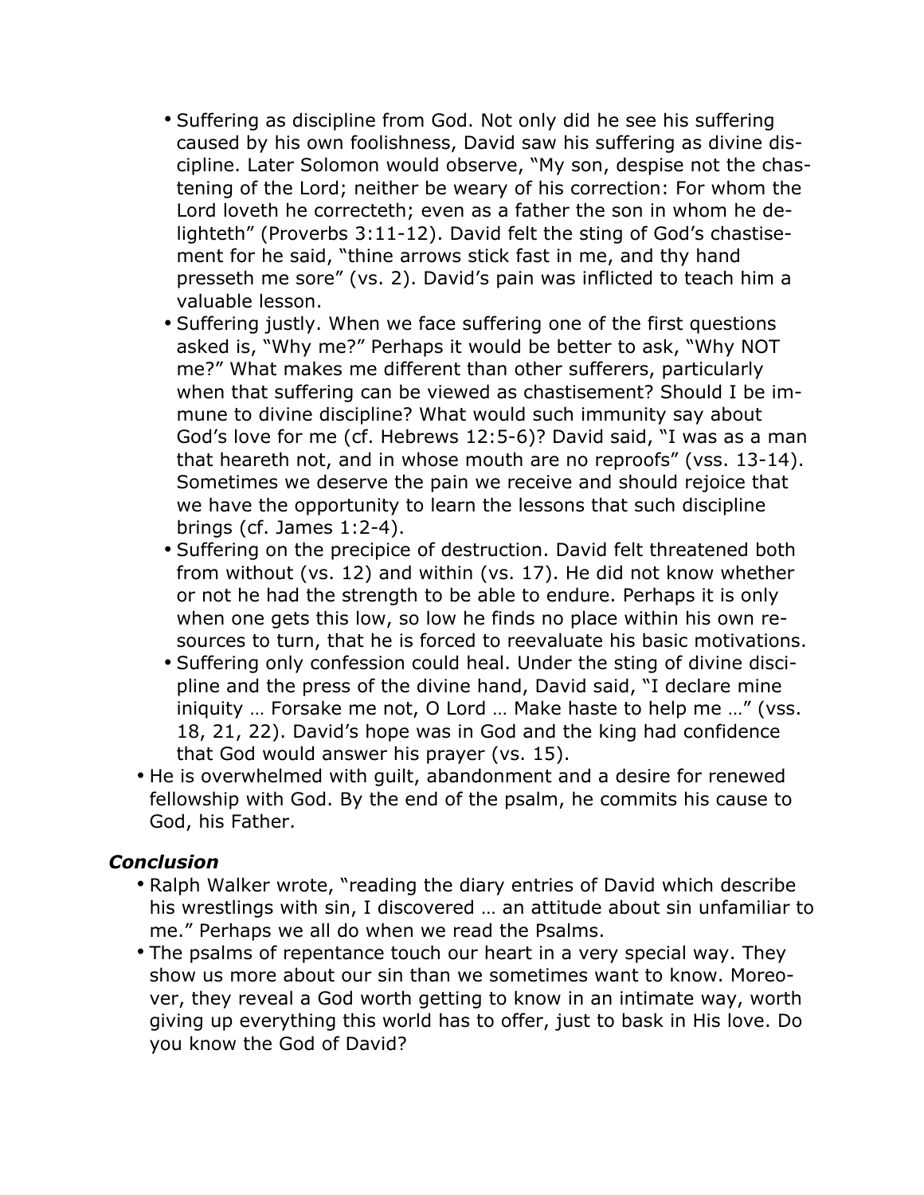- Suffering as discipline from God. Not only did he see his suffering caused by his own foolishness, David saw his suffering as divine discipline. Later Solomon would observe, "My son, despise not the chastening of the Lord; neither be weary of his correction: For whom the Lord loveth he correcteth; even as a father the son in whom he delighteth" (Proverbs 3:11-12). David felt the sting of God's chastisement for he said, "thine arrows stick fast in me, and thy hand presseth me sore" (vs. 2). David's pain was inflicted to teach him a valuable lesson.
- Suffering justly. When we face suffering one of the first questions asked is, "Why me?" Perhaps it would be better to ask, "Why NOT me?" What makes me different than other sufferers, particularly when that suffering can be viewed as chastisement? Should I be immune to divine discipline? What would such immunity say about God's love for me (cf. Hebrews 12:5-6)? David said, "I was as a man that heareth not, and in whose mouth are no reproofs" (vss. 13-14). Sometimes we deserve the pain we receive and should rejoice that we have the opportunity to learn the lessons that such discipline brings (cf. James 1:2-4).
- Suffering on the precipice of destruction. David felt threatened both from without (vs. 12) and within (vs. 17). He did not know whether or not he had the strength to be able to endure. Perhaps it is only when one gets this low, so low he finds no place within his own resources to turn, that he is forced to reevaluate his basic motivations.
- Suffering only confession could heal. Under the sting of divine discipline and the press of the divine hand, David said, "I declare mine iniquity … Forsake me not, O Lord … Make haste to help me …" (vss. 18, 21, 22). David's hope was in God and the king had confidence that God would answer his prayer (vs. 15).

- He is overwhelmed with guilt, abandonment and a desire for renewed fellowship with God. By the end of the psalm, he commits his cause to God, his Father.

### *Conclusion*

- Ralph Walker wrote, "reading the diary entries of David which describe his wrestlings with sin, I discovered … an attitude about sin unfamiliar to me." Perhaps we all do when we read the Psalms.
- The psalms of repentance touch our heart in a very special way. They show us more about our sin than we sometimes want to know. Moreover, they reveal a God worth getting to know in an intimate way, worth giving up everything this world has to offer, just to bask in His love. Do you know the God of David?